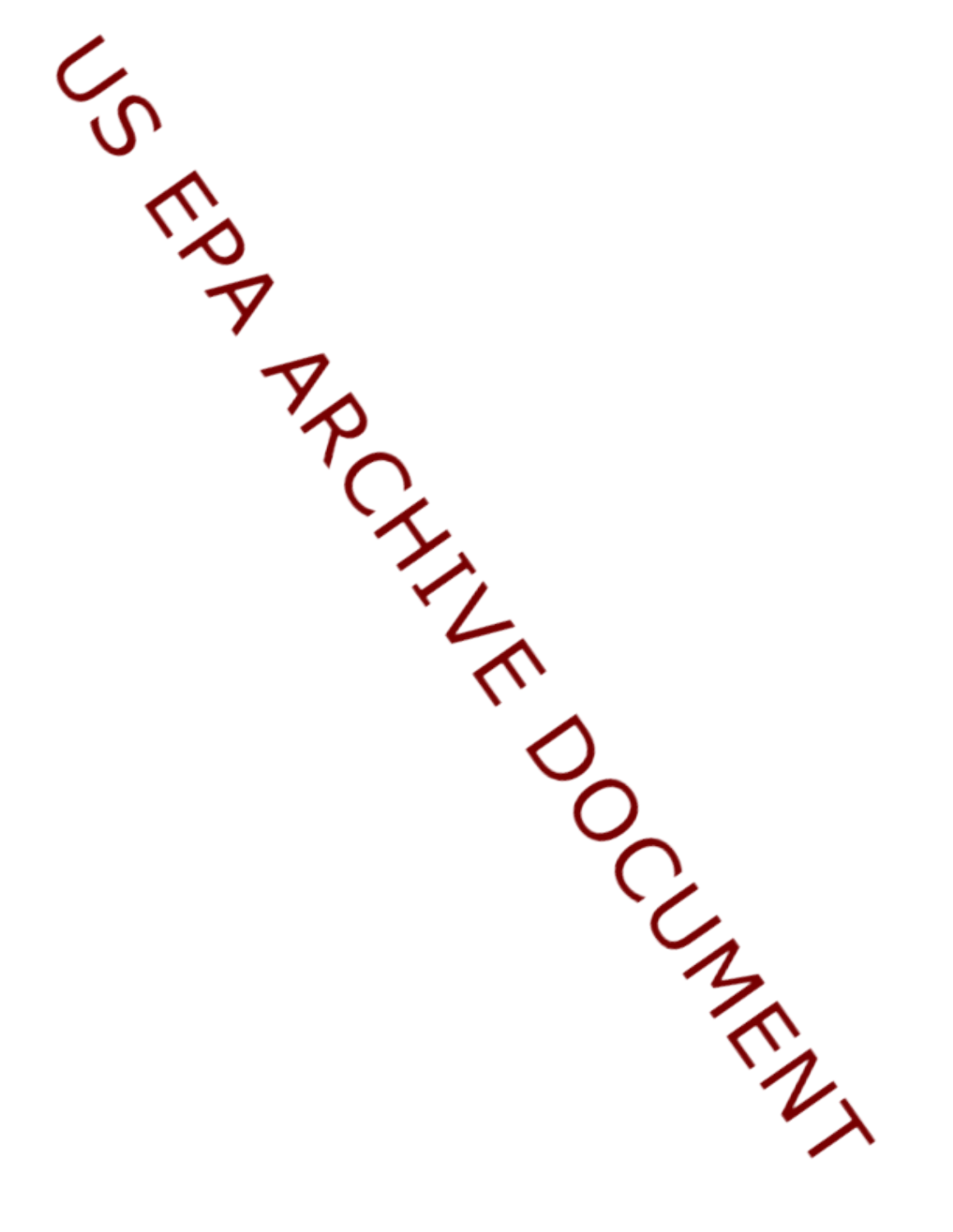US EPA ARCHIVE DOCUMENT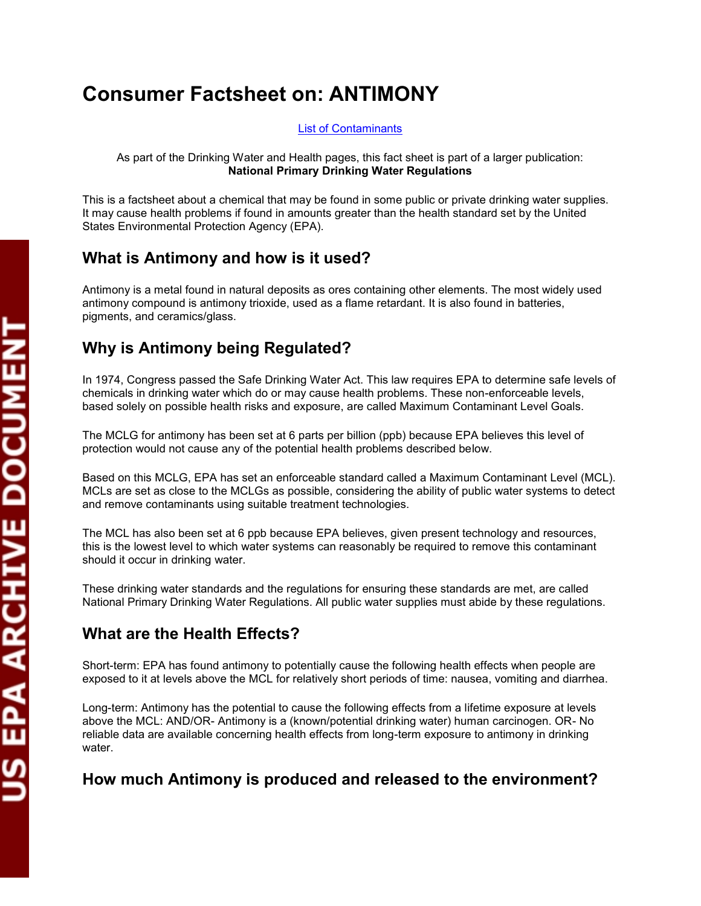# Consumer Factsheet on: ANTIMONY

List of Contaminants

As part of the Drinking Water and Health pages, this fact sheet is part of a larger publication:
**National Primary Drinking Water Regulations**

This is a factsheet about a chemical that may be found in some public or private drinking water supplies. It may cause health problems if found in amounts greater than the health standard set by the United States Environmental Protection Agency (EPA).

## What is Antimony and how is it used?

Antimony is a metal found in natural deposits as ores containing other elements. The most widely used antimony compound is antimony trioxide, used as a flame retardant. It is also found in batteries, pigments, and ceramics/glass.

## Why is Antimony being Regulated?

In 1974, Congress passed the Safe Drinking Water Act. This law requires EPA to determine safe levels of chemicals in drinking water which do or may cause health problems. These non-enforceable levels, based solely on possible health risks and exposure, are called Maximum Contaminant Level Goals.

The MCLG for antimony has been set at 6 parts per billion (ppb) because EPA believes this level of protection would not cause any of the potential health problems described below.

Based on this MCLG, EPA has set an enforceable standard called a Maximum Contaminant Level (MCL). MCLs are set as close to the MCLGs as possible, considering the ability of public water systems to detect and remove contaminants using suitable treatment technologies.

The MCL has also been set at 6 ppb because EPA believes, given present technology and resources, this is the lowest level to which water systems can reasonably be required to remove this contaminant should it occur in drinking water.

These drinking water standards and the regulations for ensuring these standards are met, are called National Primary Drinking Water Regulations. All public water supplies must abide by these regulations.

## What are the Health Effects?

Short-term: EPA has found antimony to potentially cause the following health effects when people are exposed to it at levels above the MCL for relatively short periods of time: nausea, vomiting and diarrhea.

Long-term: Antimony has the potential to cause the following effects from a lifetime exposure at levels above the MCL: AND/OR- Antimony is a (known/potential drinking water) human carcinogen. OR- No reliable data are available concerning health effects from long-term exposure to antimony in drinking water.

## How much Antimony is produced and released to the environment?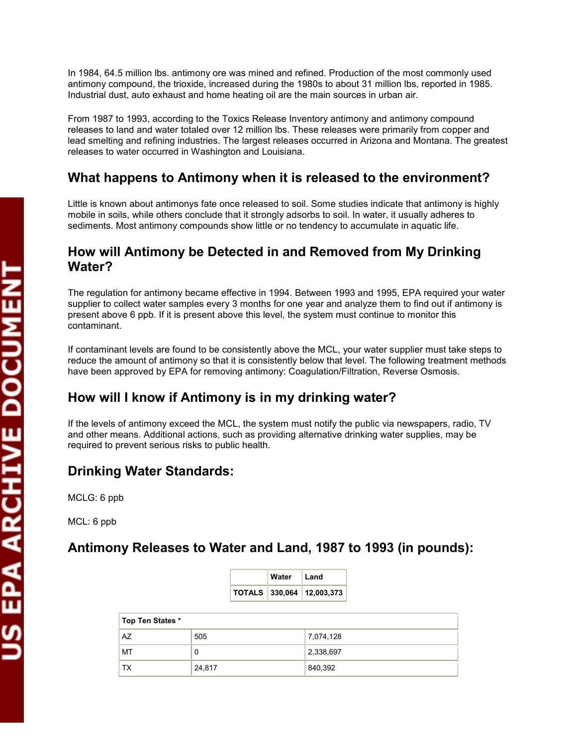In 1984, 64.5 million lbs. antimony ore was mined and refined. Production of the most commonly used antimony compound, the trioxide, increased during the 1980s to about 31 million lbs, reported in 1985. Industrial dust, auto exhaust and home heating oil are the main sources in urban air.

From 1987 to 1993, according to the Toxics Release Inventory antimony and antimony compound releases to land and water totaled over 12 million lbs. These releases were primarily from copper and lead smelting and refining industries. The largest releases occurred in Arizona and Montana. The greatest releases to water occurred in Washington and Louisiana.

## What happens to Antimony when it is released to the environment?

Little is known about antimonys fate once released to soil. Some studies indicate that antimony is highly mobile in soils, while others conclude that it strongly adsorbs to soil. In water, it usually adheres to sediments. Most antimony compounds show little or no tendency to accumulate in aquatic life.

## How will Antimony be Detected in and Removed from My Drinking Water?

The regulation for antimony became effective in 1994. Between 1993 and 1995, EPA required your water supplier to collect water samples every 3 months for one year and analyze them to find out if antimony is present above 6 ppb. If it is present above this level, the system must continue to monitor this contaminant.

If contaminant levels are found to be consistently above the MCL, your water supplier must take steps to reduce the amount of antimony so that it is consistently below that level. The following treatment methods have been approved by EPA for removing antimony: Coagulation/Filtration, Reverse Osmosis.

## How will I know if Antimony is in my drinking water?

If the levels of antimony exceed the MCL, the system must notify the public via newspapers, radio, TV and other means. Additional actions, such as providing alternative drinking water supplies, may be required to prevent serious risks to public health.

## Drinking Water Standards:

MCLG: 6 ppb

MCL: 6 ppb

## Antimony Releases to Water and Land, 1987 to 1993 (in pounds):

| | Water | Land |
|---|---|---|
| **TOTALS** | **330,064** | **12,003,373** |

| **Top Ten States *** | | |
|---|---|---|
| AZ | 505 | 7,074,128 |
| MT | 0 | 2,338,697 |
| TX | 24,817 | 840,392 |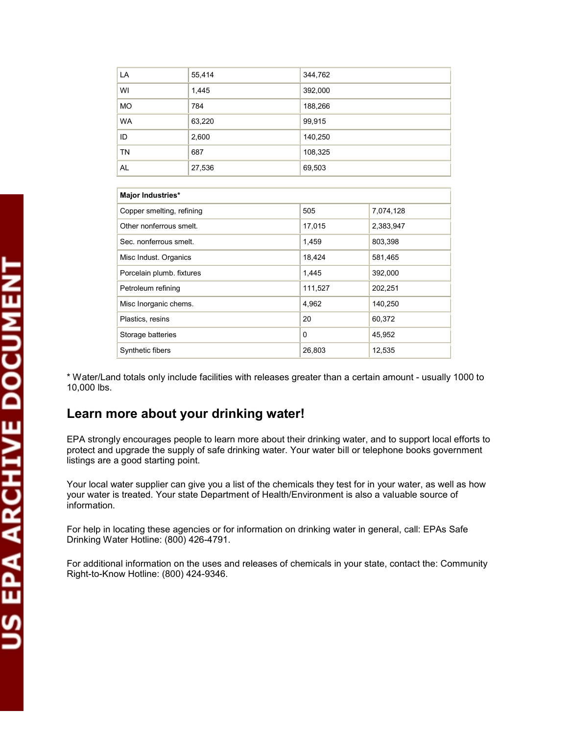| | | |
|---|---|---|
| LA | 55,414 | 344,762 |
| WI | 1,445 | 392,000 |
| MO | 784 | 188,266 |
| WA | 63,220 | 99,915 |
| ID | 2,600 | 140,250 |
| TN | 687 | 108,325 |
| AL | 27,536 | 69,503 |

| **Major Industries*** | | |
|---|---|---|
| Copper smelting, refining | 505 | 7,074,128 |
| Other nonferrous smelt. | 17,015 | 2,383,947 |
| Sec. nonferrous smelt. | 1,459 | 803,398 |
| Misc Indust. Organics | 18,424 | 581,465 |
| Porcelain plumb. fixtures | 1,445 | 392,000 |
| Petroleum refining | 111,527 | 202,251 |
| Misc Inorganic chems. | 4,962 | 140,250 |
| Plastics, resins | 20 | 60,372 |
| Storage batteries | 0 | 45,952 |
| Synthetic fibers | 26,803 | 12,535 |

* Water/Land totals only include facilities with releases greater than a certain amount - usually 1000 to 10,000 lbs.

## Learn more about your drinking water!

EPA strongly encourages people to learn more about their drinking water, and to support local efforts to protect and upgrade the supply of safe drinking water. Your water bill or telephone books government listings are a good starting point.

Your local water supplier can give you a list of the chemicals they test for in your water, as well as how your water is treated. Your state Department of Health/Environment is also a valuable source of information.

For help in locating these agencies or for information on drinking water in general, call: EPAs Safe Drinking Water Hotline: (800) 426-4791.

For additional information on the uses and releases of chemicals in your state, contact the: Community Right-to-Know Hotline: (800) 424-9346.